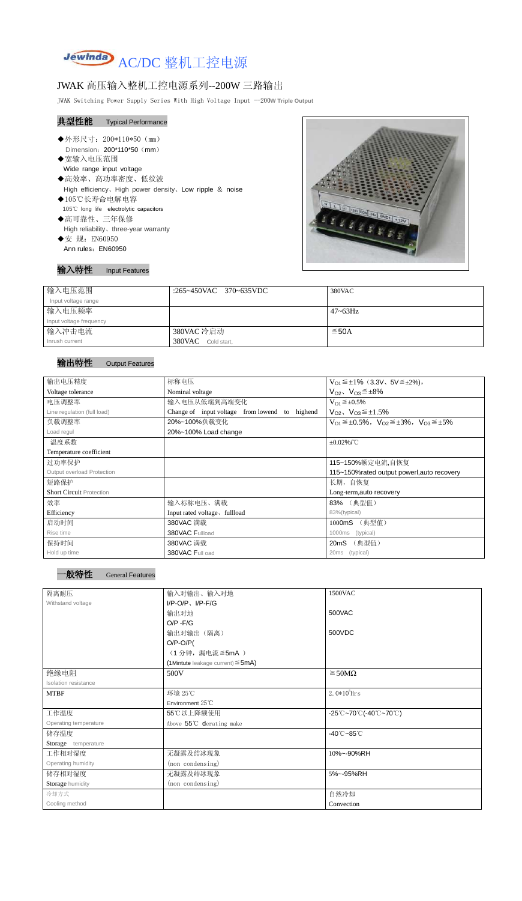# Jewinda AC/DC 整机工控电源

## JWAK 高压输入整机工控电源系列--200W 三路输出

JWAK Switching Power Supply Series With High Voltage Input --200W Triple Output

### 典型性能 Typical Performance

- ◆外形尺寸：200*110*50（mm）
  Dimension：200*110*50（mm）
- ◆宽输入电压范围
  Wide range input voltage
- ◆高效率、高功率密度、低纹波
  High efficiency、High power density、Low ripple ＆ noise
- ◆105℃长寿命电解电容
  105℃ long life electrolytic capacitors
- ◆高可靠性、三年保修
  High reliability、three-year warranty
- ◆安 规：EN60950
  Ann rules：EN60950

### 输入特性 Input Features

| 输入电压范围<br>Input voltage range | :265~450VAC 370~635VDC | 380VAC |
|---|---|---|
| 输入电压频率<br>Input voltage frequency | | 47~63Hz |
| 输入冲击电流<br>Inrush current | 380VAC 冷启动<br>380VAC Cold start, | ≦50A |

### 输出特性 Output Features

| 输出电压精度<br>Voltage tolerance | 标称电压<br>Nominal voltage | $V_{O1}$≦±1%（3.3V、5V≦±2%），<br>$V_{O2}$、$V_{O3}$≦±8% |
|---|---|---|
| 电压调整率<br>Line regulation (full load) | 输入电压从低端到高端变化<br>Change of input voltage from lowend to highend | $V_{O1}$≦±0.5%<br>$V_{O2}$、$V_{O3}$≦±1.5% |
| 负载调整率<br>Load regul | 20%~100%负载变化<br>20%~100% Load change | $V_{O1}$≦±0.5%，$V_{O2}$≦±3%，$V_{O3}$≦±5% |
| 温度系数<br>Temperature coefficient | | ±0.02%/℃ |
| 过功率保护<br>Output overload Protection | | 115~150%额定电流,自恢复<br>115~150%rated output powerl,auto recovery |
| 短路保护<br>Short Circuit Protection | | 长期，自恢复<br>Long-term,auto recovery |
| 效率<br>Efficiency | 输入标称电压、满载<br>Input rated voltage、fullload | 83% （典型值）<br>83%(typical) |
| 启动时间<br>Rise time | 380VAC 满载<br>380VAC Fullload | 1000mS （典型值）<br>1000ms (typical) |
| 保持时间<br>Hold up time | 380VAC 满载<br>380VAC Full oad | 20mS （典型值）<br>20ms (typical) |

### 一般特性 General Features

| 隔离耐压<br>Withstand voltage | 输入对输出、输入对地<br>I/P-O/P、I/P-F/G | 1500VAC |
|---|---|---|
| | 输出对地<br>O/P -F/G | 500VAC |
| | 输出对输出（隔离）<br>O/P-O/P(<br>（1 分钟，漏电流≦5mA ）<br>(1Mintute leakage current)≦5mA) | 500VDC |
| 绝缘电阻<br>Isolation resistance | 500V | ≧50MΩ |
| MTBF | 环境 25℃<br>Environment 25℃ | $2.0*10^5$Hrs |
| 工作温度<br>Operating temperature | 55℃以上降额使用<br>Above 55℃ derating make | -25℃~70℃(-40℃~70℃) |
| 储存温度<br>Storage temperature | | -40℃~85℃ |
| 工作相对湿度<br>Operating humidity | 无凝露及结冰现象<br>(non condensing) | 10%~-90%RH |
| 储存相对湿度<br>Storage humidity | 无凝露及结冰现象<br>(non condensing) | 5%~-95%RH |
| 冷却方式<br>Cooling method | | 自然冷却<br>Convection |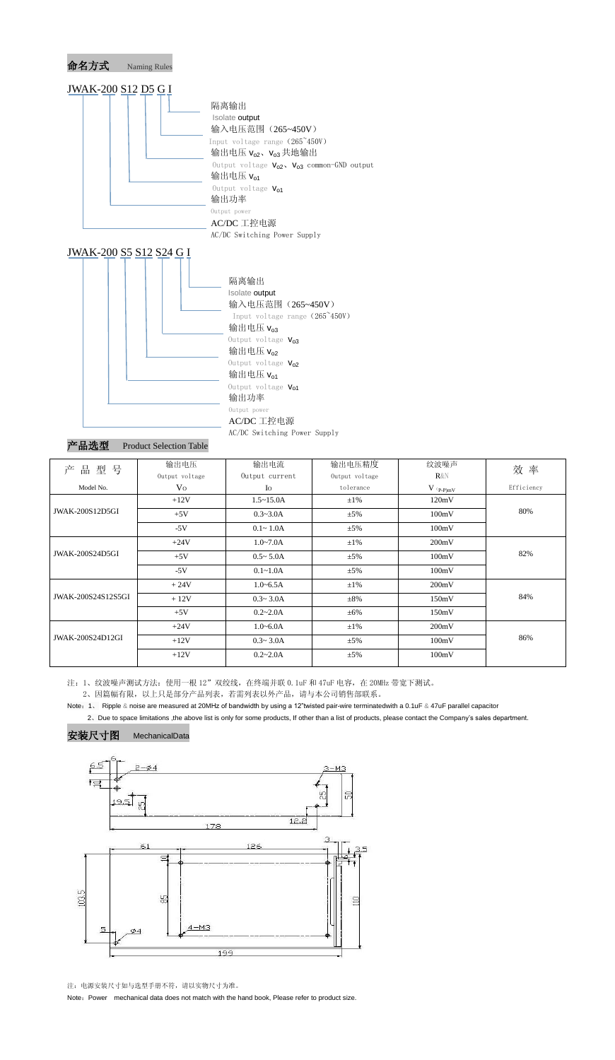## 命名方式 Naming Rules

JWAK-200 S12 D5 G I

- 隔离输出 Isolate output
- 输入电压范围（265~450V） Input voltage range（265~450V）
- 输出电压 $V_{o2}$、$V_{o3}$ 共地输出 Output voltage $V_{o2}$、$V_{o3}$ common-GND output
- 输出电压 $V_{o1}$ Output voltage $V_{o1}$
- 输出功率 Output power
- AC/DC 工控电源 AC/DC Switching Power Supply

JWAK-200 S5 S12 S24 G I

- 隔离输出 Isolate output
- 输入电压范围（265~450V） Input voltage range（265~450V）
- 输出电压 $V_{o3}$ Output voltage $V_{o3}$
- 输出电压 $V_{o2}$ Output voltage $V_{o2}$
- 输出电压 $V_{o1}$ Output voltage $V_{o1}$
- 输出功率 Output power
- AC/DC 工控电源 AC/DC Switching Power Supply

## 产品选型 Product Selection Table

| 产 品 型 号 Model No. | 输出电压 Output voltage Vo | 输出电流 Output current Io | 输出电压精度 Output voltage tolerance | 纹波噪声 R&N $V_{(P-P)mV}$ | 效 率 Efficiency |
|---|---|---|---|---|---|
| JWAK-200S12D5GI | +12V | 1.5~15.0A | ±1% | 120mV | 80% |
| | +5V | 0.3~3.0A | ±5% | 100mV | |
| | -5V | 0.1~ 1.0A | ±5% | 100mV | |
| JWAK-200S24D5GI | +24V | 1.0~7.0A | ±1% | 200mV | 82% |
| | +5V | 0.5~ 5.0A | ±5% | 100mV | |
| | -5V | 0.1~1.0A | ±5% | 100mV | |
| JWAK-200S24S12S5GI | + 24V | 1.0~6.5A | ±1% | 200mV | 84% |
| | + 12V | 0.3~ 3.0A | ±8% | 150mV | |
| | +5V | 0.2~2.0A | ±6% | 150mV | |
| JWAK-200S24D12GI | +24V | 1.0~6.0A | ±1% | 200mV | 86% |
| | +12V | 0.3~ 3.0A | ±5% | 100mV | |
| | +12V | 0.2~2.0A | ±5% | 100mV | |

注：1、纹波噪声测试方法：使用一根 12" 双绞线，在终端并联 0.1uF 和 47uF 电容，在 20MHz 带宽下测试。

2、因篇幅有限，以上只是部分产品列表，若需列表以外产品，请与本公司销售部联系。

Note：1、 Ripple & noise are measured at 20MHz of bandwidth by using a 12"twisted pair-wire terminatedwith a 0.1uF & 47uF parallel capacitor

2、Due to space limitations ,the above list is only for some products, If other than a list of products, please contact the Company's sales department.

## 安装尺寸图 MechanicalData

6.5 6 2-Ø4 3-M3 10 19.5 25 25 50 178 12.8

61 126 3 3.5 10 103.5 85 110 5 Ø4 4-M3 199

注：电源安装尺寸如与选型手册不符，请以实物尺寸为准。

Note：Power mechanical data does not match with the hand book, Please refer to product size.